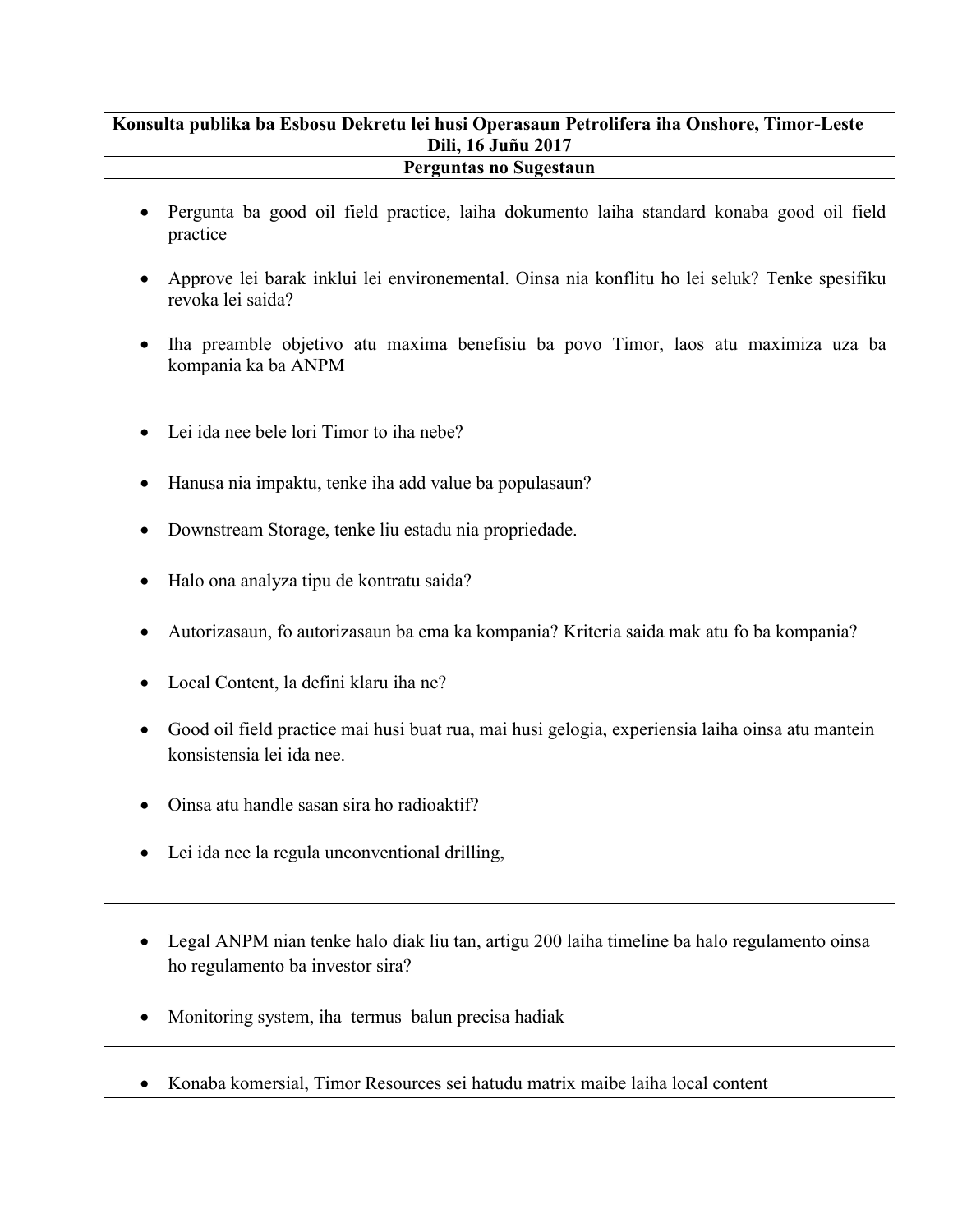| Konsulta publika ba Esbosu Dekretu lei husi Operasaun Petrolifera iha Onshore, Timor-Leste<br>Dili, 16 Juñu 2017 |
| --- |
| **Perguntas no Sugestaun** |
| • Pergunta ba good oil field practice, laiha dokumento laiha standard konaba good oil field practice<br><br>• Approve lei barak inklui lei environemental. Oinsa nia konflitu ho lei seluk? Tenke spesifiku revoka lei saida?<br><br>• Iha preamble objetivo atu maxima benefisiu ba povo Timor, laos atu maximiza uza ba kompania ka ba ANPM |
| • Lei ida nee bele lori Timor to iha nebe?<br><br>• Hanusa nia impaktu, tenke iha add value ba populasaun?<br><br>• Downstream Storage, tenke liu estadu nia propriedade.<br><br>• Halo ona analyza tipu de kontratu saida?<br><br>• Autorizasaun, fo autorizasaun ba ema ka kompania? Kriteria saida mak atu fo ba kompania?<br><br>• Local Content, la defini klaru iha ne?<br><br>• Good oil field practice mai husi buat rua, mai husi gelogia, experiensia laiha oinsa atu mantein konsistensia lei ida nee.<br><br>• Oinsa atu handle sasan sira ho radioaktif?<br><br>• Lei ida nee la regula unconventional drilling, |
| • Legal ANPM nian tenke halo diak liu tan, artigu 200 laiha timeline ba halo regulamento oinsa ho regulamento ba investor sira?<br><br>• Monitoring system, iha termus balun precisa hadiak |
| • Konaba komersial, Timor Resources sei hatudu matrix maibe laiha local content |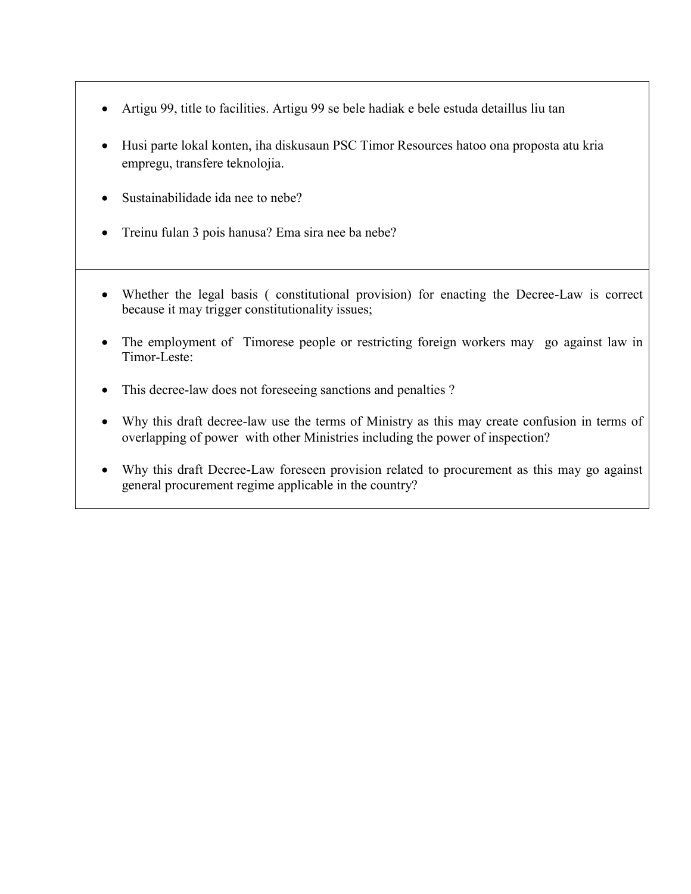- Artigu 99, title to facilities. Artigu 99 se bele hadiak e bele estuda detaillus liu tan

- Husi parte lokal konten, iha diskusaun PSC Timor Resources hatoo ona proposta atu kria empregu, transfere teknolojia.

- Sustainabilidade ida nee to nebe?

- Treinu fulan 3 pois hanusa? Ema sira nee ba nebe?

---

- Whether the legal basis ( constitutional provision) for enacting the Decree-Law is correct because it may trigger constitutionality issues;

- The employment of Timorese people or restricting foreign workers may go against law in Timor-Leste:

- This decree-law does not foreseeing sanctions and penalties ?

- Why this draft decree-law use the terms of Ministry as this may create confusion in terms of overlapping of power with other Ministries including the power of inspection?

- Why this draft Decree-Law foreseen provision related to procurement as this may go against general procurement regime applicable in the country?